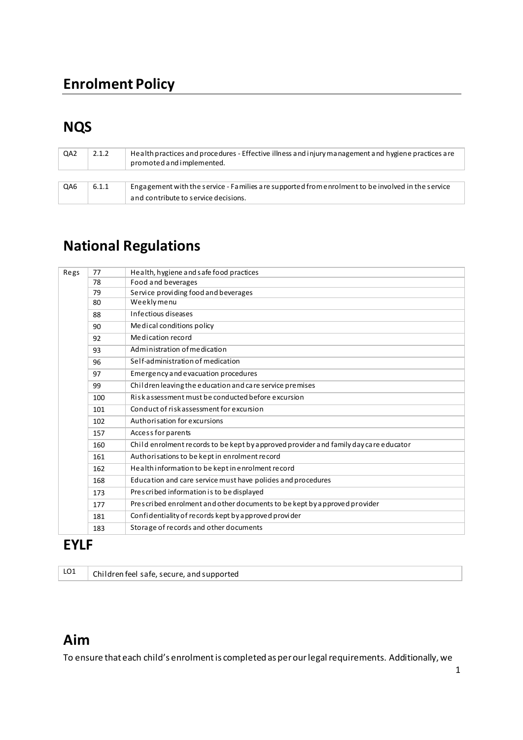# Enrolment Policy

## NQS

| QA2 | 2.1.2 | Health practices and procedures - Effective illness and injury management and hygiene practices are promoted and implemented. |
|---|---|---|

| QA6 | 6.1.1 | Engagement with the service - Families are supported from enrolment to be involved in the service and contribute to service decisions. |
|---|---|---|

## National Regulations

| Regs | 77 | Health, hygiene and safe food practices |
|---|---|---|
| | 78 | Food and beverages |
| | 79 | Service providing food and beverages |
| | 80 | Weekly menu |
| | 88 | Infectious diseases |
| | 90 | Medical conditions policy |
| | 92 | Medication record |
| | 93 | Administration of medication |
| | 96 | Self-administration of medication |
| | 97 | Emergency and evacuation procedures |
| | 99 | Children leaving the education and care service premises |
| | 100 | Risk assessment must be conducted before excursion |
| | 101 | Conduct of risk assessment for excursion |
| | 102 | Authorisation for excursions |
| | 157 | Access for parents |
| | 160 | Child enrolment records to be kept by approved provider and family day care educator |
| | 161 | Authorisations to be kept in enrolment record |
| | 162 | Health information to be kept in enrolment record |
| | 168 | Education and care service must have policies and procedures |
| | 173 | Prescribed information is to be displayed |
| | 177 | Prescribed enrolment and other documents to be kept by approved provider |
| | 181 | Confidentiality of records kept by approved provider |
| | 183 | Storage of records and other documents |

## EYLF

| LO1 | Children feel safe, secure, and supported |
|---|---|

## Aim

To ensure that each child's enrolment is completed as per our legal requirements. Additionally, we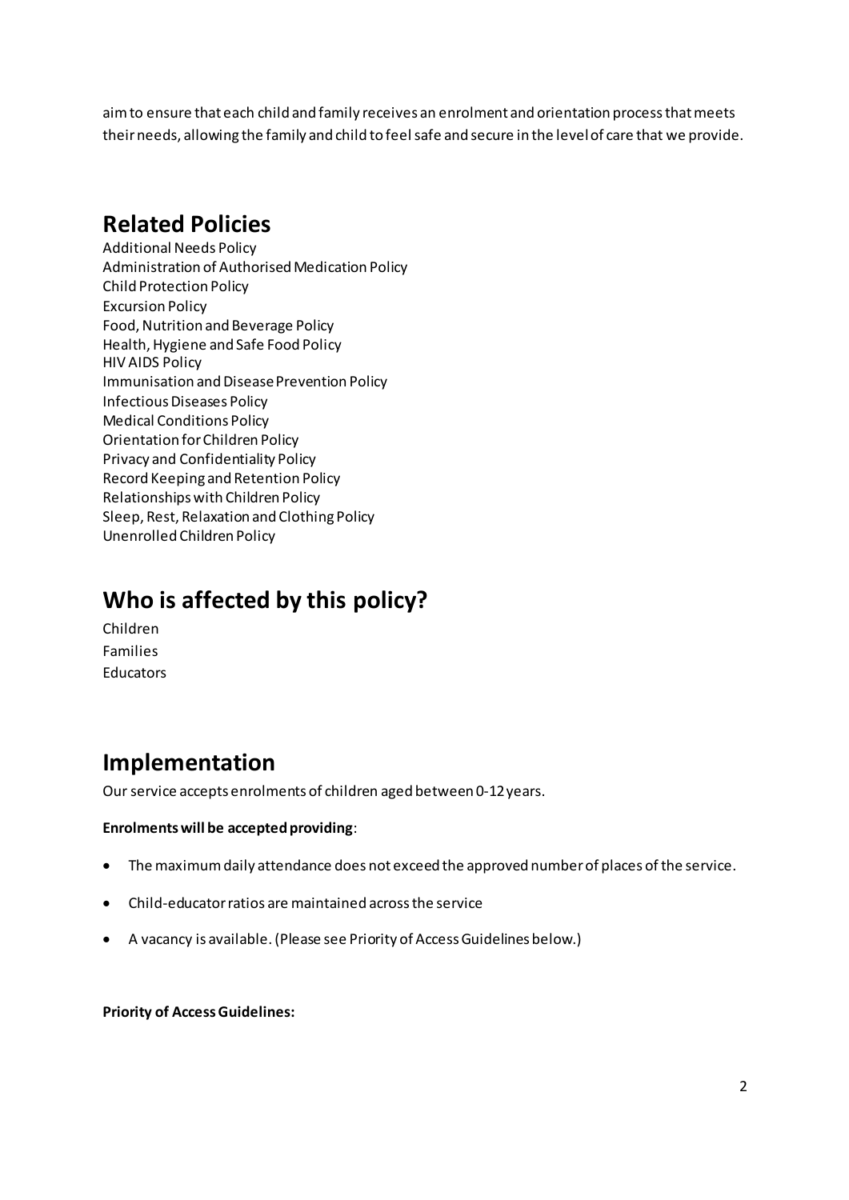aim to ensure that each child and family receives an enrolment and orientation process that meets their needs, allowing the family and child to feel safe and secure in the level of care that we provide.

## Related Policies

Additional Needs Policy
Administration of Authorised Medication Policy
Child Protection Policy
Excursion Policy
Food, Nutrition and Beverage Policy
Health, Hygiene and Safe Food Policy
HIV AIDS Policy
Immunisation and Disease Prevention Policy
Infectious Diseases Policy
Medical Conditions Policy
Orientation for Children Policy
Privacy and Confidentiality Policy
Record Keeping and Retention Policy
Relationships with Children Policy
Sleep, Rest, Relaxation and Clothing Policy
Unenrolled Children Policy

## Who is affected by this policy?

Children
Families
Educators

## Implementation

Our service accepts enrolments of children aged between 0-12 years.

**Enrolments will be accepted providing**:

- The maximum daily attendance does not exceed the approved number of places of the service.
- Child-educator ratios are maintained across the service
- A vacancy is available. (Please see Priority of Access Guidelines below.)

**Priority of Access Guidelines:**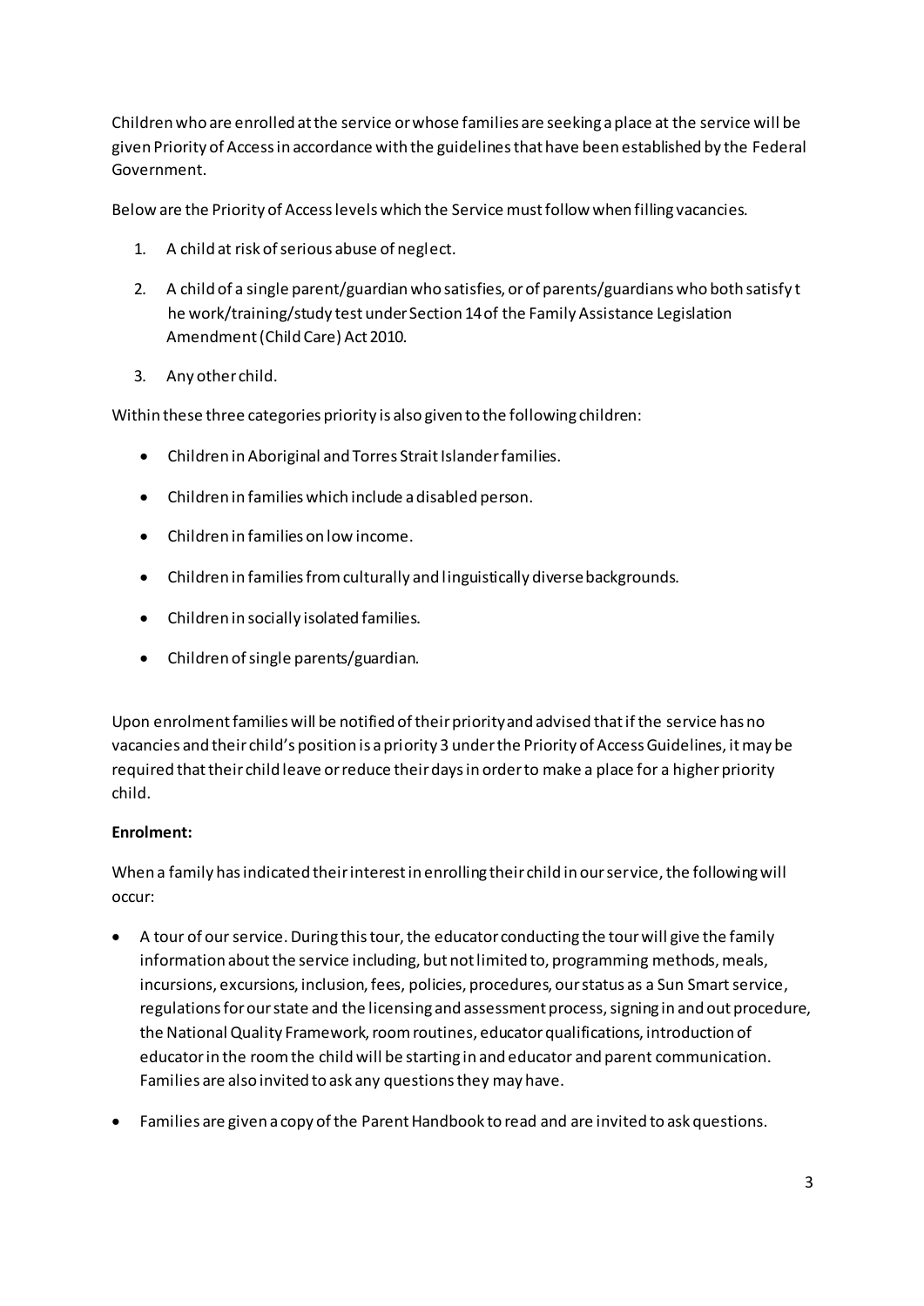Children who are enrolled at the service or whose families are seeking a place at the service will be given Priority of Access in accordance with the guidelines that have been established by the Federal Government.

Below are the Priority of Access levels which the Service must follow when filling vacancies.

1. A child at risk of serious abuse of neglect.
2. A child of a single parent/guardian who satisfies, or of parents/guardians who both satisfy the work/training/study test under Section 14 of the Family Assistance Legislation Amendment (Child Care) Act 2010.
3. Any other child.

Within these three categories priority is also given to the following children:

- Children in Aboriginal and Torres Strait Islander families.
- Children in families which include a disabled person.
- Children in families on low income.
- Children in families from culturally and linguistically diverse backgrounds.
- Children in socially isolated families.
- Children of single parents/guardian.

Upon enrolment families will be notified of their priority and advised that if the service has no vacancies and their child's position is a priority 3 under the Priority of Access Guidelines, it may be required that their child leave or reduce their days in order to make a place for a higher priority child.

**Enrolment:**

When a family has indicated their interest in enrolling their child in our service, the following will occur:

- A tour of our service. During this tour, the educator conducting the tour will give the family information about the service including, but not limited to, programming methods, meals, incursions, excursions, inclusion, fees, policies, procedures, our status as a Sun Smart service, regulations for our state and the licensing and assessment process, signing in and out procedure, the National Quality Framework, room routines, educator qualifications, introduction of educator in the room the child will be starting in and educator and parent communication. Families are also invited to ask any questions they may have.
- Families are given a copy of the Parent Handbook to read and are invited to ask questions.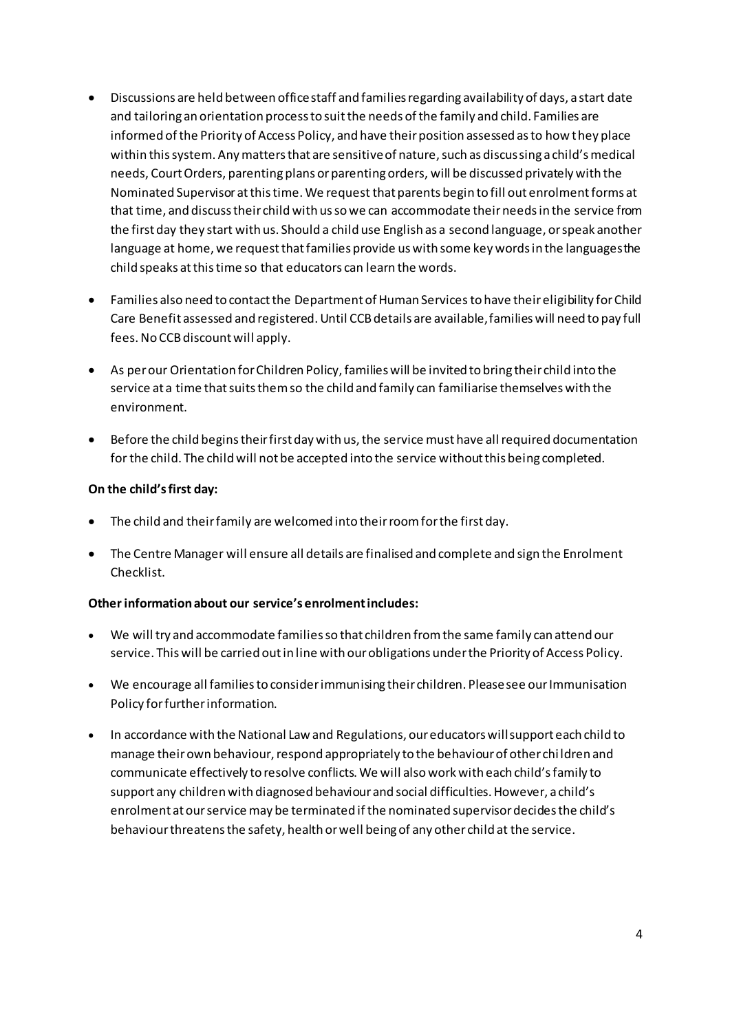- Discussions are held between office staff and families regarding availability of days, a start date and tailoring an orientation process to suit the needs of the family and child. Families are informed of the Priority of Access Policy, and have their position assessed as to how they place within this system. Any matters that are sensitive of nature, such as discussing a child's medical needs, Court Orders, parenting plans or parenting orders, will be discussed privately with the Nominated Supervisor at this time. We request that parents begin to fill out enrolment forms at that time, and discuss their child with us so we can accommodate their needs in the service from the first day they start with us. Should a child use English as a second language, or speak another language at home, we request that families provide us with some key words in the languages the child speaks at this time so that educators can learn the words.

- Families also need to contact the Department of Human Services to have their eligibility for Child Care Benefit assessed and registered. Until CCB details are available, families will need to pay full fees. No CCB discount will apply.

- As per our Orientation for Children Policy, families will be invited to bring their child into the service at a time that suits them so the child and family can familiarise themselves with the environment.

- Before the child begins their first day with us, the service must have all required documentation for the child. The child will not be accepted into the service without this being completed.

**On the child's first day:**

- The child and their family are welcomed into their room for the first day.

- The Centre Manager will ensure all details are finalised and complete and sign the Enrolment Checklist.

**Other information about our service's enrolment includes:**

- We will try and accommodate families so that children from the same family can attend our service. This will be carried out in line with our obligations under the Priority of Access Policy.

- We encourage all families to consider immunising their children. Please see our Immunisation Policy for further information.

- In accordance with the National Law and Regulations, our educators will support each child to manage their own behaviour, respond appropriately to the behaviour of other children and communicate effectively to resolve conflicts. We will also work with each child's family to support any children with diagnosed behaviour and social difficulties. However, a child's enrolment at our service may be terminated if the nominated supervisor decides the child's behaviour threatens the safety, health or well being of any other child at the service.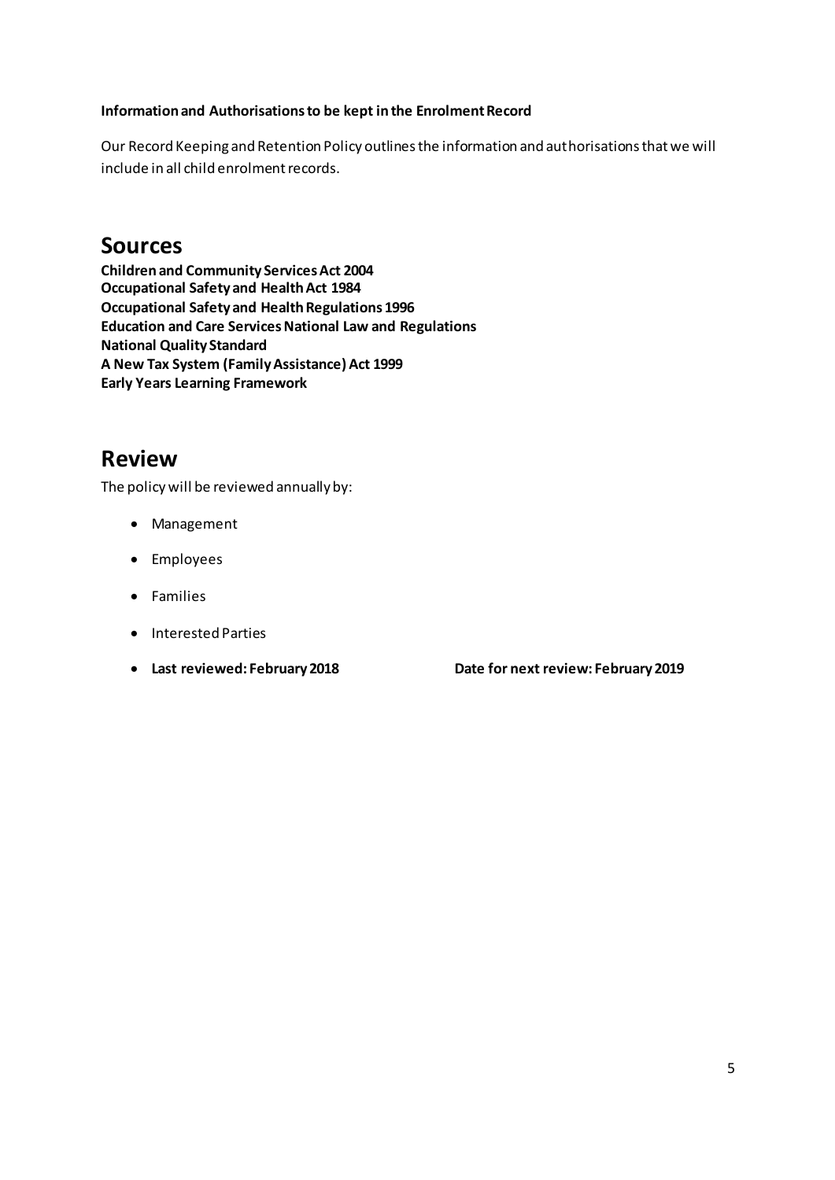**Information and Authorisations to be kept in the Enrolment Record**

Our Record Keeping and Retention Policy outlines the information and authorisations that we will include in all child enrolment records.

# Sources

**Children and Community Services Act 2004**
**Occupational Safety and Health Act 1984**
**Occupational Safety and Health Regulations 1996**
**Education and Care Services National Law and Regulations**
**National Quality Standard**
**A New Tax System (Family Assistance) Act 1999**
**Early Years Learning Framework**

# Review

The policy will be reviewed annually by:

- Management
- Employees
- Families
- Interested Parties
- **Last reviewed: February 2018** **Date for next review: February 2019**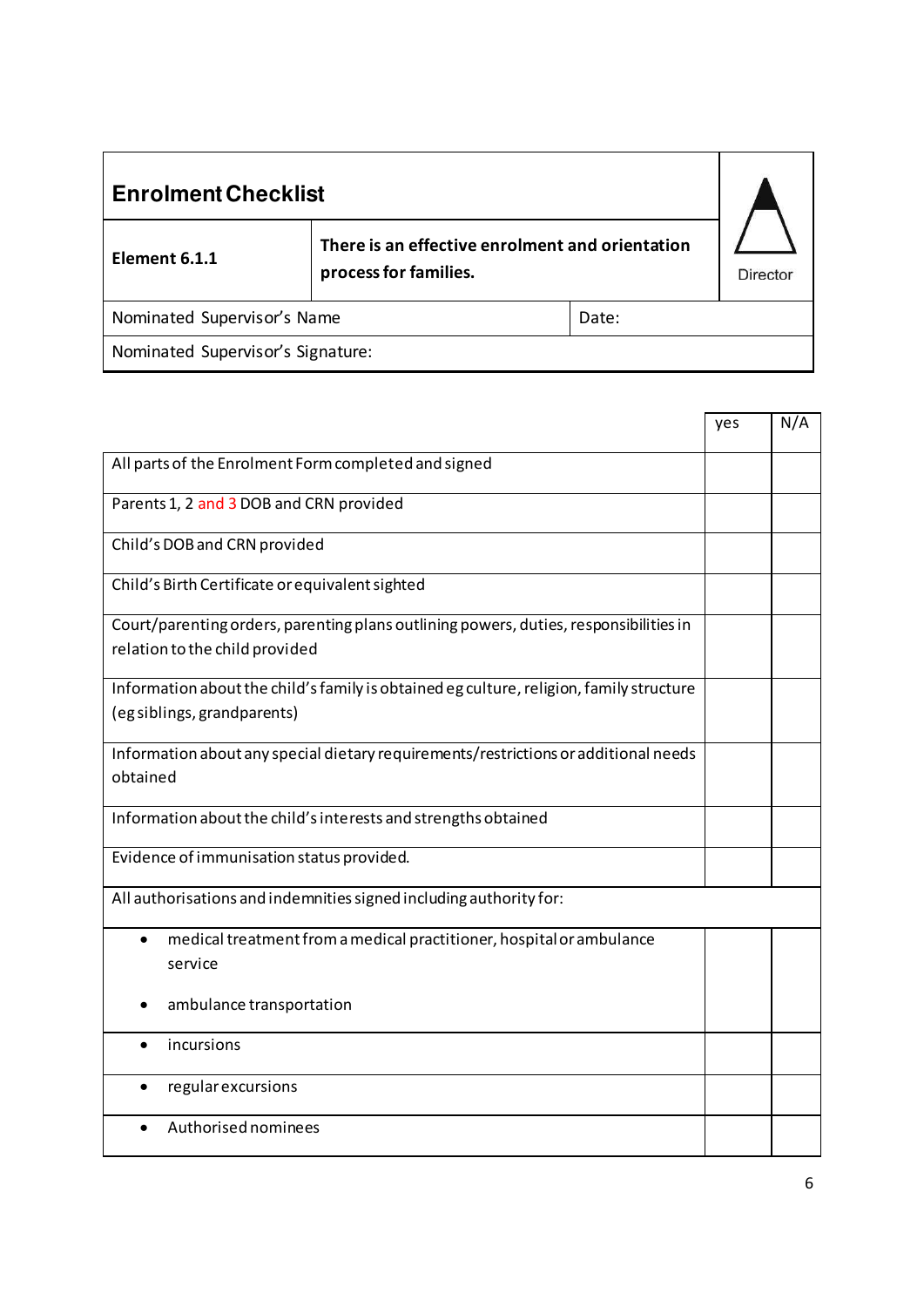| **Enrolment Checklist** | | | Director |
|---|---|---|---|
| **Element 6.1.1** | **There is an effective enrolment and orientation process for families.** | | |
| Nominated Supervisor's Name | | Date: | |
| Nominated Supervisor's Signature: | | | |

| | yes | N/A |
|---|---|---|
| All parts of the Enrolment Form completed and signed | | |
| Parents 1, 2 and 3 DOB and CRN provided | | |
| Child's DOB and CRN provided | | |
| Child's Birth Certificate or equivalent sighted | | |
| Court/parenting orders, parenting plans outlining powers, duties, responsibilities in relation to the child provided | | |
| Information about the child's family is obtained eg culture, religion, family structure (eg siblings, grandparents) | | |
| Information about any special dietary requirements/restrictions or additional needs obtained | | |
| Information about the child's interests and strengths obtained | | |
| Evidence of immunisation status provided. | | |
| All authorisations and indemnities signed including authority for: | | |
| • medical treatment from a medical practitioner, hospital or ambulance service<br>• ambulance transportation | | |
| • incursions | | |
| • regular excursions | | |
| • Authorised nominees | | |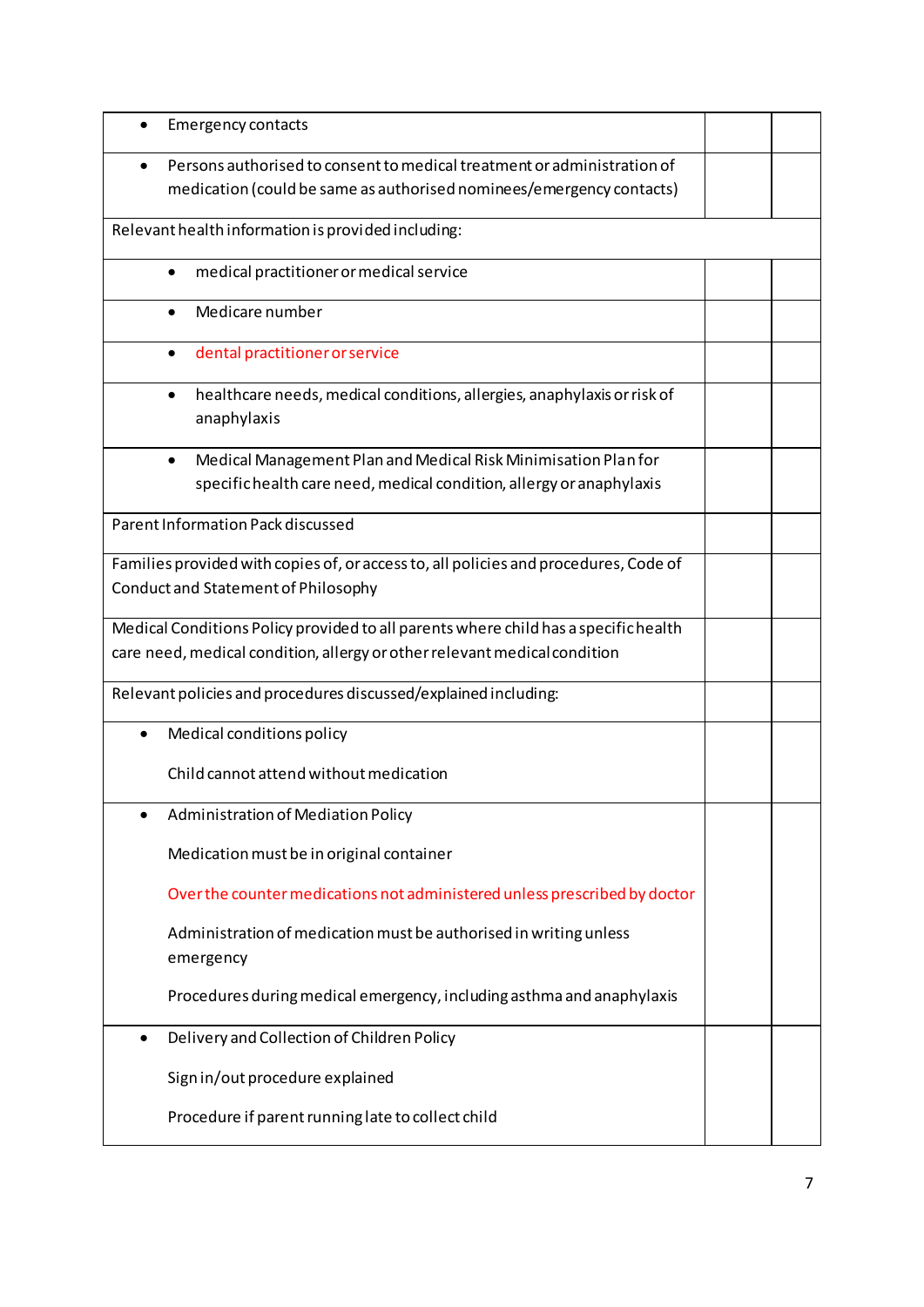| | | |
|---|---|---|
| • Emergency contacts | | |
| • Persons authorised to consent to medical treatment or administration of medication (could be same as authorised nominees/emergency contacts) | | |
| Relevant health information is provided including: | | |
| • medical practitioner or medical service | | |
| • Medicare number | | |
| • dental practitioner or service | | |
| • healthcare needs, medical conditions, allergies, anaphylaxis or risk of anaphylaxis | | |
| • Medical Management Plan and Medical Risk Minimisation Plan for specific health care need, medical condition, allergy or anaphylaxis | | |
| Parent Information Pack discussed | | |
| Families provided with copies of, or access to, all policies and procedures, Code of Conduct and Statement of Philosophy | | |
| Medical Conditions Policy provided to all parents where child has a specific health care need, medical condition, allergy or other relevant medical condition | | |
| Relevant policies and procedures discussed/explained including: | | |
| • Medical conditions policy<br><br>Child cannot attend without medication | | |
| • Administration of Mediation Policy<br><br>Medication must be in original container<br><br>Over the counter medications not administered unless prescribed by doctor<br><br>Administration of medication must be authorised in writing unless emergency<br><br>Procedures during medical emergency, including asthma and anaphylaxis | | |
| • Delivery and Collection of Children Policy<br><br>Sign in/out procedure explained<br><br>Procedure if parent running late to collect child | | |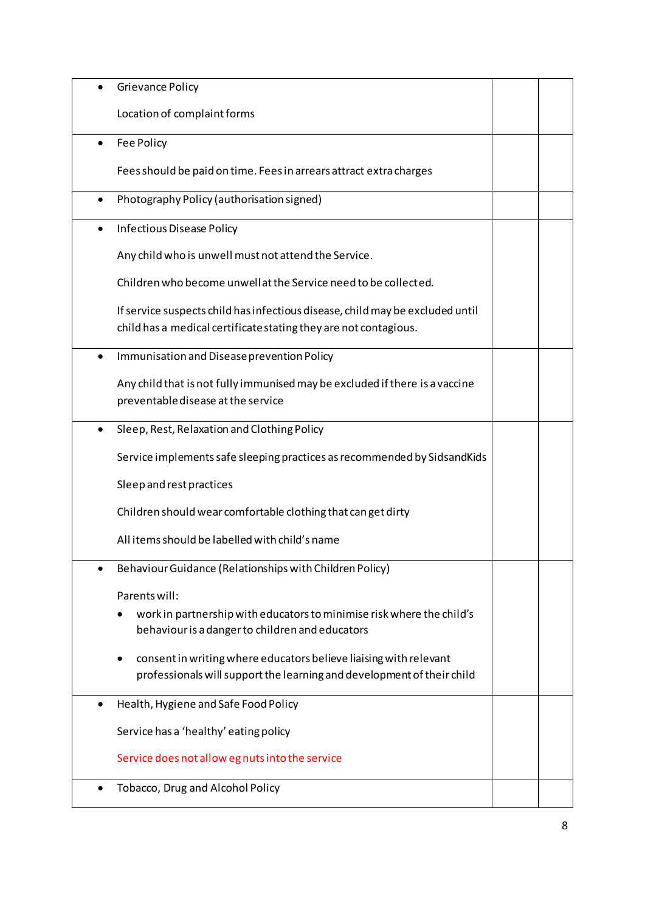| | | |
|---|---|---|
| • Grievance Policy<br><br>Location of complaint forms | | |
| • Fee Policy<br><br>Fees should be paid on time. Fees in arrears attract extra charges | | |
| • Photography Policy (authorisation signed) | | |
| • Infectious Disease Policy<br><br>Any child who is unwell must not attend the Service.<br><br>Children who become unwell at the Service need to be collected.<br><br>If service suspects child has infectious disease, child may be excluded until child has a medical certificate stating they are not contagious. | | |
| • Immunisation and Disease prevention Policy<br><br>Any child that is not fully immunised may be excluded if there is a vaccine preventable disease at the service | | |
| • Sleep, Rest, Relaxation and Clothing Policy<br><br>Service implements safe sleeping practices as recommended by SidsandKids<br><br>Sleep and rest practices<br><br>Children should wear comfortable clothing that can get dirty<br><br>All items should be labelled with child's name | | |
| • Behaviour Guidance (Relationships with Children Policy)<br><br>Parents will:<br>• work in partnership with educators to minimise risk where the child's behaviour is a danger to children and educators<br>• consent in writing where educators believe liaising with relevant professionals will support the learning and development of their child | | |
| • Health, Hygiene and Safe Food Policy<br><br>Service has a 'healthy' eating policy<br><br>Service does not allow eg nuts into the service | | |
| • Tobacco, Drug and Alcohol Policy | | |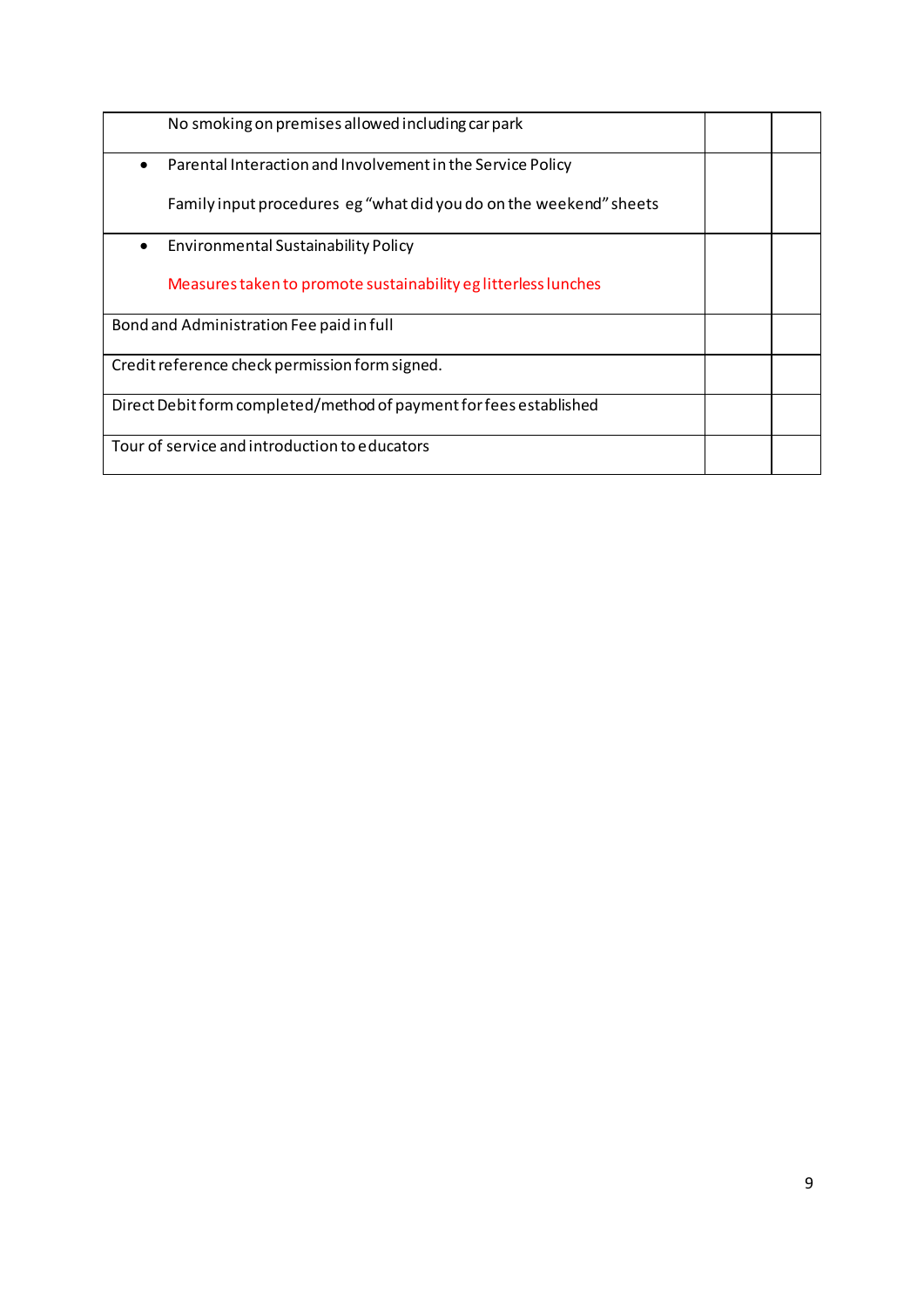| | | |
|---|---|---|
| No smoking on premises allowed including car park | | |
| • Parental Interaction and Involvement in the Service Policy<br><br>Family input procedures eg "what did you do on the weekend" sheets | | |
| • Environmental Sustainability Policy<br><br>Measures taken to promote sustainability eg litterless lunches | | |
| Bond and Administration Fee paid in full | | |
| Credit reference check permission form signed. | | |
| Direct Debit form completed/method of payment for fees established | | |
| Tour of service and introduction to educators | | |